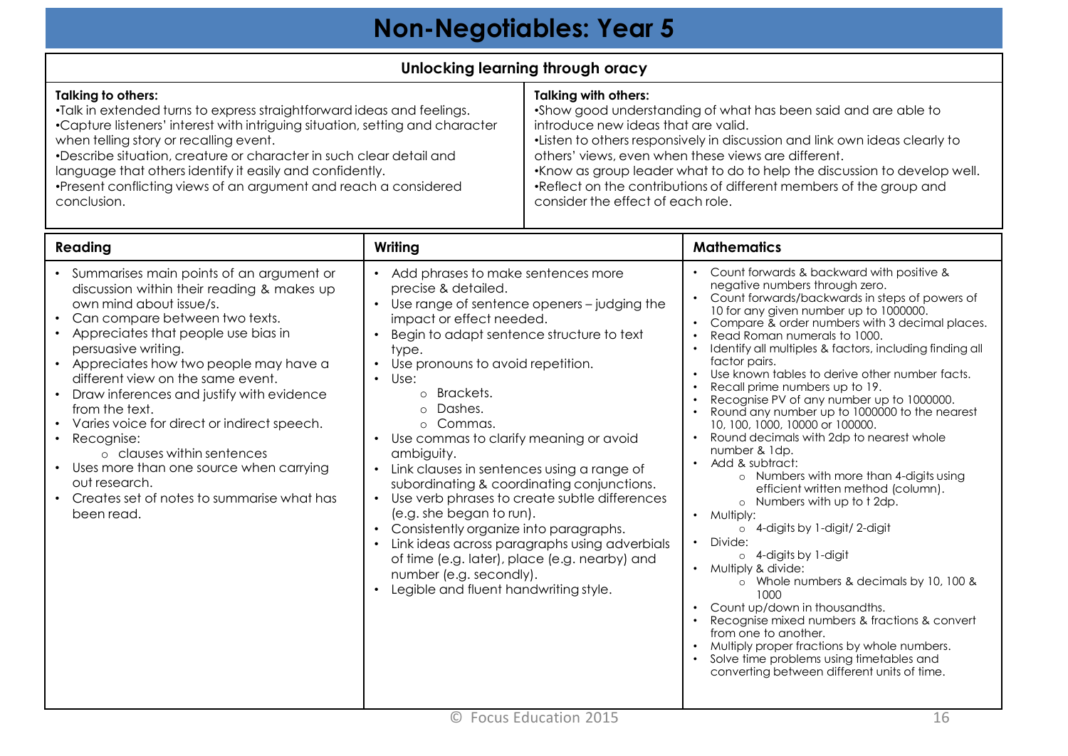# Non-Negotiables: Year 5

## Unlocking learning through oracy

**Talking to others:**

- Talk in extended turns to express straightforward ideas and feelings.
- Capture listeners' interest with intriguing situation, setting and character when telling story or recalling event.
- Describe situation, creature or character in such clear detail and language that others identify it easily and confidently.
- Present conflicting views of an argument and reach a considered conclusion.

**Talking with others:**

- Show good understanding of what has been said and are able to introduce new ideas that are valid.
- Listen to others responsively in discussion and link own ideas clearly to others' views, even when these views are different.
- Know as group leader what to do to help the discussion to develop well.
- Reflect on the contributions of different members of the group and consider the effect of each role.

## Reading

- Summarises main points of an argument or discussion within their reading & makes up own mind about issue/s.
- Can compare between two texts.
- Appreciates that people use bias in persuasive writing.
- Appreciates how two people may have a different view on the same event.
- Draw inferences and justify with evidence from the text.
- Varies voice for direct or indirect speech.
- Recognise:
  - clauses within sentences
- Uses more than one source when carrying out research.
- Creates set of notes to summarise what has been read.

## Writing

- Add phrases to make sentences more precise & detailed.
- Use range of sentence openers – judging the impact or effect needed.
- Begin to adapt sentence structure to text type.
- Use pronouns to avoid repetition.
- Use:
  - Brackets.
  - Dashes.
  - Commas.
- Use commas to clarify meaning or avoid ambiguity.
- Link clauses in sentences using a range of subordinating & coordinating conjunctions.
- Use verb phrases to create subtle differences (e.g. she began to run).
- Consistently organize into paragraphs.
- Link ideas across paragraphs using adverbials of time (e.g. later), place (e.g. nearby) and number (e.g. secondly).
- Legible and fluent handwriting style.

## Mathematics

- Count forwards & backward with positive & negative numbers through zero.
- Count forwards/backwards in steps of powers of 10 for any given number up to 1000000.
- Compare & order numbers with 3 decimal places.
- Read Roman numerals to 1000.
- Identify all multiples & factors, including finding all factor pairs.
- Use known tables to derive other number facts.
- Recall prime numbers up to 19.
- Recognise PV of any number up to 1000000.
- Round any number up to 1000000 to the nearest 10, 100, 1000, 10000 or 100000.
- Round decimals with 2dp to nearest whole number & 1dp.
- Add & subtract:
  - Numbers with more than 4-digits using efficient written method (column).
  - Numbers with up to t 2dp.
- Multiply:
  - 4-digits by 1-digit/ 2-digit
- Divide:
  - 4-digits by 1-digit
- Multiply & divide:
  - Whole numbers & decimals by 10, 100 & 1000
- Count up/down in thousandths.
- Recognise mixed numbers & fractions & convert from one to another.
- Multiply proper fractions by whole numbers.
- Solve time problems using timetables and converting between different units of time.

© Focus Education 2015